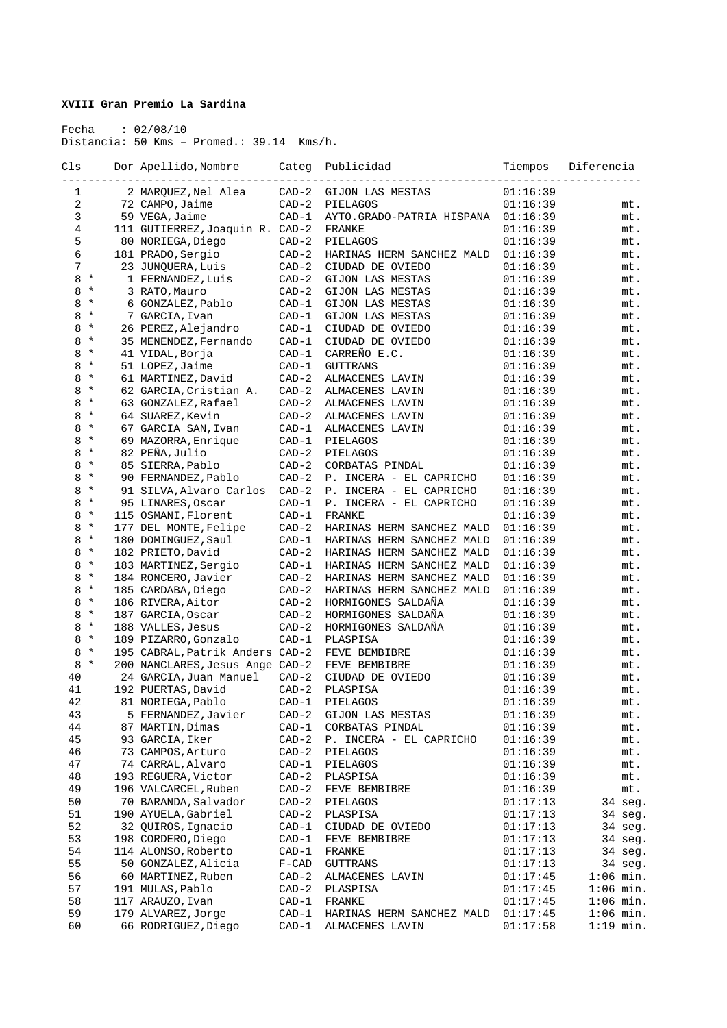**XVIII Gran Premio La Sardina**

Fecha : 02/08/10
Distancia: 50 Kms – Promed.: 39.14 Kms/h.

| Cls | | Dor | Apellido,Nombre | Categ | Publicidad | Tiempos | Diferencia |
|---|---|---|---|---|---|---|---|
| 1 | | 2 | MARQUEZ,Nel Alea | CAD-2 | GIJON LAS MESTAS | 01:16:39 | |
| 2 | | 72 | CAMPO,Jaime | CAD-2 | PIELAGOS | 01:16:39 | mt. |
| 3 | | 59 | VEGA,Jaime | CAD-1 | AYTO.GRADO-PATRIA HISPANA | 01:16:39 | mt. |
| 4 | | 111 | GUTIERREZ,Joaquin R. | CAD-2 | FRANKE | 01:16:39 | mt. |
| 5 | | 80 | NORIEGA,Diego | CAD-2 | PIELAGOS | 01:16:39 | mt. |
| 6 | | 181 | PRADO,Sergio | CAD-2 | HARINAS HERM SANCHEZ MALD | 01:16:39 | mt. |
| 7 | | 23 | JUNQUERA,Luis | CAD-2 | CIUDAD DE OVIEDO | 01:16:39 | mt. |
| 8 | * | 1 | FERNANDEZ,Luis | CAD-2 | GIJON LAS MESTAS | 01:16:39 | mt. |
| 8 | * | 3 | RATO,Mauro | CAD-2 | GIJON LAS MESTAS | 01:16:39 | mt. |
| 8 | * | 6 | GONZALEZ,Pablo | CAD-1 | GIJON LAS MESTAS | 01:16:39 | mt. |
| 8 | * | 7 | GARCIA,Ivan | CAD-1 | GIJON LAS MESTAS | 01:16:39 | mt. |
| 8 | * | 26 | PEREZ,Alejandro | CAD-1 | CIUDAD DE OVIEDO | 01:16:39 | mt. |
| 8 | * | 35 | MENENDEZ,Fernando | CAD-1 | CIUDAD DE OVIEDO | 01:16:39 | mt. |
| 8 | * | 41 | VIDAL,Borja | CAD-1 | CARREÑO E.C. | 01:16:39 | mt. |
| 8 | * | 51 | LOPEZ,Jaime | CAD-1 | GUTTRANS | 01:16:39 | mt. |
| 8 | * | 61 | MARTINEZ,David | CAD-2 | ALMACENES LAVIN | 01:16:39 | mt. |
| 8 | * | 62 | GARCIA,Cristian A. | CAD-2 | ALMACENES LAVIN | 01:16:39 | mt. |
| 8 | * | 63 | GONZALEZ,Rafael | CAD-2 | ALMACENES LAVIN | 01:16:39 | mt. |
| 8 | * | 64 | SUAREZ,Kevin | CAD-2 | ALMACENES LAVIN | 01:16:39 | mt. |
| 8 | * | 67 | GARCIA SAN,Ivan | CAD-1 | ALMACENES LAVIN | 01:16:39 | mt. |
| 8 | * | 69 | MAZORRA,Enrique | CAD-1 | PIELAGOS | 01:16:39 | mt. |
| 8 | * | 82 | PEÑA,Julio | CAD-2 | PIELAGOS | 01:16:39 | mt. |
| 8 | * | 85 | SIERRA,Pablo | CAD-2 | CORBATAS PINDAL | 01:16:39 | mt. |
| 8 | * | 90 | FERNANDEZ,Pablo | CAD-2 | P. INCERA - EL CAPRICHO | 01:16:39 | mt. |
| 8 | * | 91 | SILVA,Alvaro Carlos | CAD-2 | P. INCERA - EL CAPRICHO | 01:16:39 | mt. |
| 8 | * | 95 | LINARES,Oscar | CAD-1 | P. INCERA - EL CAPRICHO | 01:16:39 | mt. |
| 8 | * | 115 | OSMANI,Florent | CAD-1 | FRANKE | 01:16:39 | mt. |
| 8 | * | 177 | DEL MONTE,Felipe | CAD-2 | HARINAS HERM SANCHEZ MALD | 01:16:39 | mt. |
| 8 | * | 180 | DOMINGUEZ,Saul | CAD-1 | HARINAS HERM SANCHEZ MALD | 01:16:39 | mt. |
| 8 | * | 182 | PRIETO,David | CAD-2 | HARINAS HERM SANCHEZ MALD | 01:16:39 | mt. |
| 8 | * | 183 | MARTINEZ,Sergio | CAD-1 | HARINAS HERM SANCHEZ MALD | 01:16:39 | mt. |
| 8 | * | 184 | RONCERO,Javier | CAD-2 | HARINAS HERM SANCHEZ MALD | 01:16:39 | mt. |
| 8 | * | 185 | CARDABA,Diego | CAD-2 | HARINAS HERM SANCHEZ MALD | 01:16:39 | mt. |
| 8 | * | 186 | RIVERA,Aitor | CAD-2 | HORMIGONES SALDAÑA | 01:16:39 | mt. |
| 8 | * | 187 | GARCIA,Oscar | CAD-2 | HORMIGONES SALDAÑA | 01:16:39 | mt. |
| 8 | * | 188 | VALLES,Jesus | CAD-2 | HORMIGONES SALDAÑA | 01:16:39 | mt. |
| 8 | * | 189 | PIZARRO,Gonzalo | CAD-1 | PLASPISA | 01:16:39 | mt. |
| 8 | * | 195 | CABRAL,Patrik Anders | CAD-2 | FEVE BEMBIBRE | 01:16:39 | mt. |
| 8 | * | 200 | NANCLARES,Jesus Ange | CAD-2 | FEVE BEMBIBRE | 01:16:39 | mt. |
| 40 | | 24 | GARCIA,Juan Manuel | CAD-2 | CIUDAD DE OVIEDO | 01:16:39 | mt. |
| 41 | | 192 | PUERTAS,David | CAD-2 | PLASPISA | 01:16:39 | mt. |
| 42 | | 81 | NORIEGA,Pablo | CAD-1 | PIELAGOS | 01:16:39 | mt. |
| 43 | | 5 | FERNANDEZ,Javier | CAD-2 | GIJON LAS MESTAS | 01:16:39 | mt. |
| 44 | | 87 | MARTIN,Dimas | CAD-1 | CORBATAS PINDAL | 01:16:39 | mt. |
| 45 | | 93 | GARCIA,Iker | CAD-2 | P. INCERA - EL CAPRICHO | 01:16:39 | mt. |
| 46 | | 73 | CAMPOS,Arturo | CAD-2 | PIELAGOS | 01:16:39 | mt. |
| 47 | | 74 | CARRAL,Alvaro | CAD-1 | PIELAGOS | 01:16:39 | mt. |
| 48 | | 193 | REGUERA,Victor | CAD-2 | PLASPISA | 01:16:39 | mt. |
| 49 | | 196 | VALCARCEL,Ruben | CAD-2 | FEVE BEMBIBRE | 01:16:39 | mt. |
| 50 | | 70 | BARANDA,Salvador | CAD-2 | PIELAGOS | 01:17:13 | 34 seg. |
| 51 | | 190 | AYUELA,Gabriel | CAD-2 | PLASPISA | 01:17:13 | 34 seg. |
| 52 | | 32 | QUIROS,Ignacio | CAD-1 | CIUDAD DE OVIEDO | 01:17:13 | 34 seg. |
| 53 | | 198 | CORDERO,Diego | CAD-1 | FEVE BEMBIBRE | 01:17:13 | 34 seg. |
| 54 | | 114 | ALONSO,Roberto | CAD-1 | FRANKE | 01:17:13 | 34 seg. |
| 55 | | 50 | GONZALEZ,Alicia | F-CAD | GUTTRANS | 01:17:13 | 34 seg. |
| 56 | | 60 | MARTINEZ,Ruben | CAD-2 | ALMACENES LAVIN | 01:17:45 | 1:06 min. |
| 57 | | 191 | MULAS,Pablo | CAD-2 | PLASPISA | 01:17:45 | 1:06 min. |
| 58 | | 117 | ARAUZO,Ivan | CAD-1 | FRANKE | 01:17:45 | 1:06 min. |
| 59 | | 179 | ALVAREZ,Jorge | CAD-1 | HARINAS HERM SANCHEZ MALD | 01:17:45 | 1:06 min. |
| 60 | | 66 | RODRIGUEZ,Diego | CAD-1 | ALMACENES LAVIN | 01:17:58 | 1:19 min. |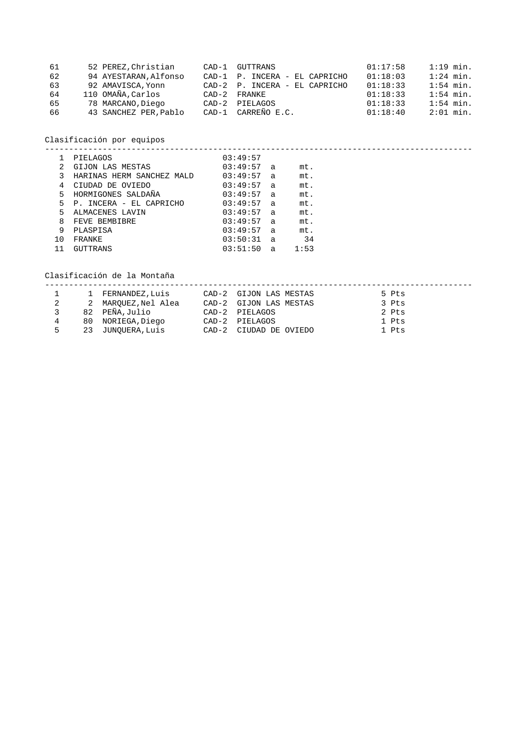| | | | | | | |
|---|---|---|---|---|---|---|
| 61 | 52 | PEREZ,Christian | CAD-1 | GUTTRANS | 01:17:58 | 1:19 min. |
| 62 | 94 | AYESTARAN,Alfonso | CAD-1 | P. INCERA - EL CAPRICHO | 01:18:03 | 1:24 min. |
| 63 | 92 | AMAVISCA,Yonn | CAD-2 | P. INCERA - EL CAPRICHO | 01:18:33 | 1:54 min. |
| 64 | 110 | OMAÑA,Carlos | CAD-2 | FRANKE | 01:18:33 | 1:54 min. |
| 65 | 78 | MARCANO,Diego | CAD-2 | PIELAGOS | 01:18:33 | 1:54 min. |
| 66 | 43 | SANCHEZ PER,Pablo | CAD-1 | CARREÑO E.C. | 01:18:40 | 2:01 min. |

Clasificación por equipos

| | | | | |
|---|---|---|---|---|
| 1 | PIELAGOS | 03:49:57 | | |
| 2 | GIJON LAS MESTAS | 03:49:57 | a | mt. |
| 3 | HARINAS HERM SANCHEZ MALD | 03:49:57 | a | mt. |
| 4 | CIUDAD DE OVIEDO | 03:49:57 | a | mt. |
| 5 | HORMIGONES SALDAÑA | 03:49:57 | a | mt. |
| 5 | P. INCERA - EL CAPRICHO | 03:49:57 | a | mt. |
| 5 | ALMACENES LAVIN | 03:49:57 | a | mt. |
| 8 | FEVE BEMBIBRE | 03:49:57 | a | mt. |
| 9 | PLASPISA | 03:49:57 | a | mt. |
| 10 | FRANKE | 03:50:31 | a | 34 |
| 11 | GUTTRANS | 03:51:50 | a | 1:53 |

Clasificación de la Montaña

| | | | | | |
|---|---|---|---|---|---|
| 1 | 1 | FERNANDEZ,Luis | CAD-2 | GIJON LAS MESTAS | 5 Pts |
| 2 | 2 | MARQUEZ,Nel Alea | CAD-2 | GIJON LAS MESTAS | 3 Pts |
| 3 | 82 | PEÑA,Julio | CAD-2 | PIELAGOS | 2 Pts |
| 4 | 80 | NORIEGA,Diego | CAD-2 | PIELAGOS | 1 Pts |
| 5 | 23 | JUNQUERA,Luis | CAD-2 | CIUDAD DE OVIEDO | 1 Pts |